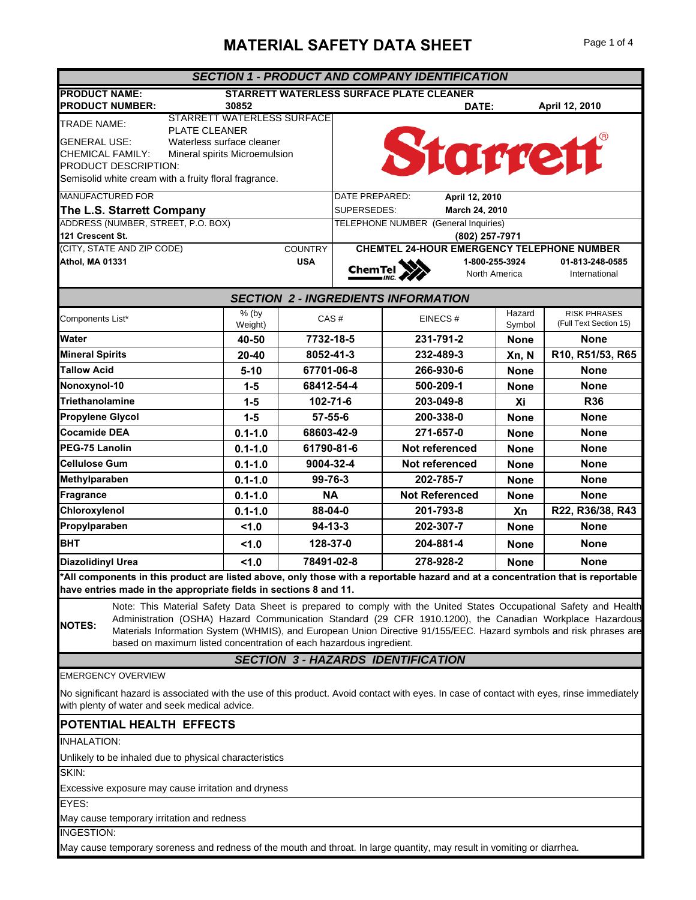# MATERIAL SAFETY DATA SHEET

## SECTION 1 - PRODUCT AND COMPANY IDENTIFICATION

**PRODUCT NAME:** STARRETT WATERLESS SURFACE PLATE CLEANER

**PRODUCT NUMBER:** 30852 **DATE:** April 12, 2010

TRADE NAME: STARRETT WATERLESS SURFACE PLATE CLEANER

GENERAL USE: Waterless surface cleaner

CHEMICAL FAMILY: Mineral spirits Microemulsion

PRODUCT DESCRIPTION:

Semisolid white cream with a fruity floral fragrance.

Starrett®

MANUFACTURED FOR

**The L.S. Starrett Company**

ADDRESS (NUMBER, STREET, P.O. BOX)

**121 Crescent St.**

(CITY, STATE AND ZIP CODE) COUNTRY

**Athol, MA 01331** **USA**

DATE PREPARED: **April 12, 2010**

SUPERSEDES: **March 24, 2010**

TELEPHONE NUMBER (General Inquiries)

**(802) 257-7971**

**CHEMTEL 24-HOUR EMERGENCY TELEPHONE NUMBER**

ChemTel Inc.

**1-800-255-3924** North America

**01-813-248-0585** International

## SECTION 2 - INGREDIENTS INFORMATION

| Components List* | % (by Weight) | CAS # | EINECS # | Hazard Symbol | RISK PHRASES (Full Text Section 15) |
|---|---|---|---|---|---|
| **Water** | **40-50** | **7732-18-5** | **231-791-2** | **None** | **None** |
| **Mineral Spirits** | **20-40** | **8052-41-3** | **232-489-3** | **Xn, N** | **R10, R51/53, R65** |
| **Tallow Acid** | **5-10** | **67701-06-8** | **266-930-6** | **None** | **None** |
| **Nonoxynol-10** | **1-5** | **68412-54-4** | **500-209-1** | **None** | **None** |
| **Triethanolamine** | **1-5** | **102-71-6** | **203-049-8** | **Xi** | **R36** |
| **Propylene Glycol** | **1-5** | **57-55-6** | **200-338-0** | **None** | **None** |
| **Cocamide DEA** | **0.1-1.0** | **68603-42-9** | **271-657-0** | **None** | **None** |
| **PEG-75 Lanolin** | **0.1-1.0** | **61790-81-6** | **Not referenced** | **None** | **None** |
| **Cellulose Gum** | **0.1-1.0** | **9004-32-4** | **Not referenced** | **None** | **None** |
| **Methylparaben** | **0.1-1.0** | **99-76-3** | **202-785-7** | **None** | **None** |
| **Fragrance** | **0.1-1.0** | **NA** | **Not Referenced** | **None** | **None** |
| **Chloroxylenol** | **0.1-1.0** | **88-04-0** | **201-793-8** | **Xn** | **R22, R36/38, R43** |
| **Propylparaben** | **<1.0** | **94-13-3** | **202-307-7** | **None** | **None** |
| **BHT** | **<1.0** | **128-37-0** | **204-881-4** | **None** | **None** |
| **Diazolidinyl Urea** | **<1.0** | **78491-02-8** | **278-928-2** | **None** | **None** |

**\*All components in this product are listed above, only those with a reportable hazard and at a concentration that is reportable have entries made in the appropriate fields in sections 8 and 11.**

**NOTES:** Note: This Material Safety Data Sheet is prepared to comply with the United States Occupational Safety and Health Administration (OSHA) Hazard Communication Standard (29 CFR 1910.1200), the Canadian Workplace Hazardous Materials Information System (WHMIS), and European Union Directive 91/155/EEC. Hazard symbols and risk phrases are based on maximum listed concentration of each hazardous ingredient.

## SECTION 3 - HAZARDS IDENTIFICATION

EMERGENCY OVERVIEW

No significant hazard is associated with the use of this product. Avoid contact with eyes. In case of contact with eyes, rinse immediately with plenty of water and seek medical advice.

### POTENTIAL HEALTH EFFECTS

INHALATION:

Unlikely to be inhaled due to physical characteristics

SKIN:

Excessive exposure may cause irritation and dryness

EYES:

May cause temporary irritation and redness

INGESTION:

May cause temporary soreness and redness of the mouth and throat. In large quantity, may result in vomiting or diarrhea.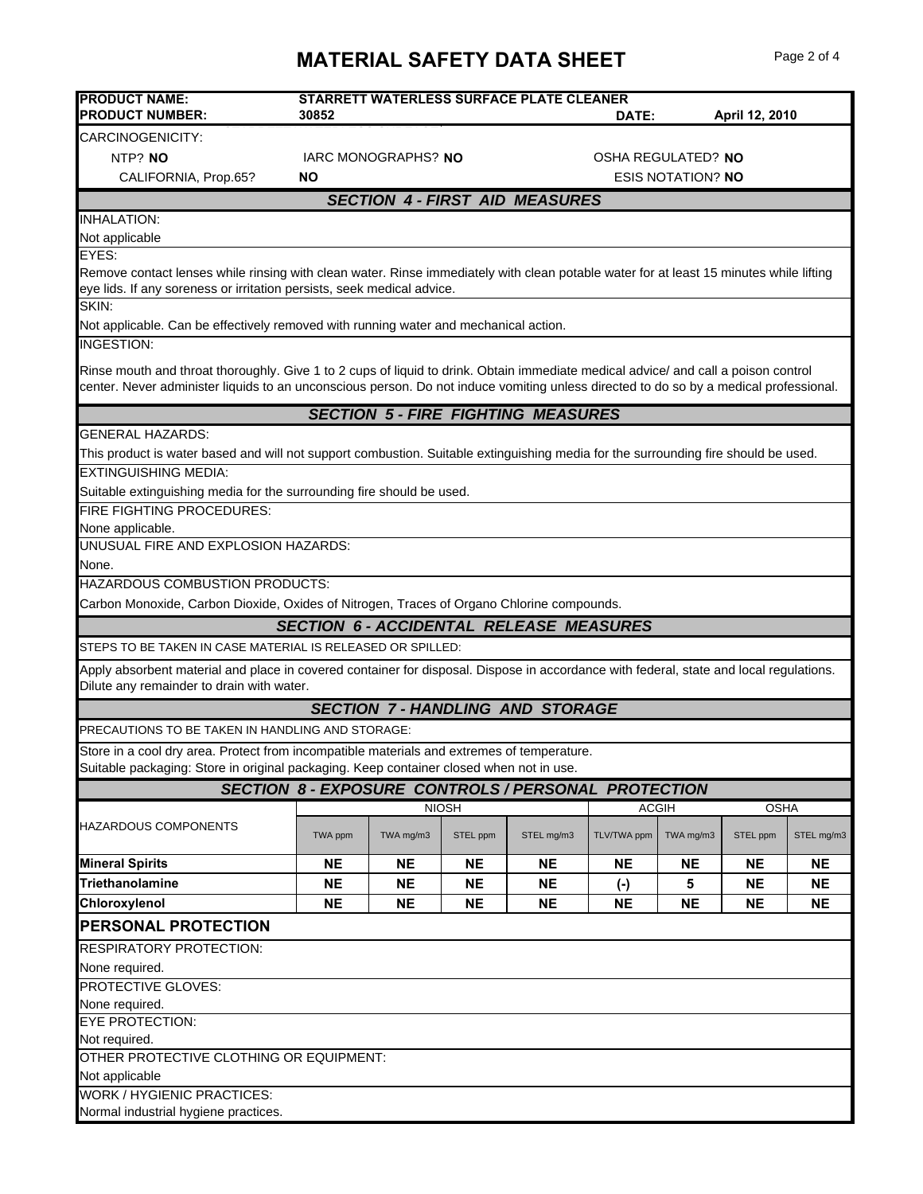# MATERIAL SAFETY DATA SHEET

| | | | |
|---|---|---|---|
| **PRODUCT NAME:** | **STARRETT WATERLESS SURFACE PLATE CLEANER** | | |
| **PRODUCT NUMBER:** | **30852** | **DATE:** | **April 12, 2010** |

CARCINOGENICITY:

NTP? **NO** IARC MONOGRAPHS? **NO** OSHA REGULATED? **NO**

CALIFORNIA, Prop.65? **NO** ESIS NOTATION? **NO**

## SECTION 4 - FIRST AID MEASURES

INHALATION:

Not applicable

EYES:

Remove contact lenses while rinsing with clean water. Rinse immediately with clean potable water for at least 15 minutes while lifting eye lids. If any soreness or irritation persists, seek medical advice.

SKIN:

Not applicable. Can be effectively removed with running water and mechanical action.

INGESTION:

Rinse mouth and throat thoroughly. Give 1 to 2 cups of liquid to drink. Obtain immediate medical advice/ and call a poison control center. Never administer liquids to an unconscious person. Do not induce vomiting unless directed to do so by a medical professional.

## SECTION 5 - FIRE FIGHTING MEASURES

GENERAL HAZARDS:

This product is water based and will not support combustion. Suitable extinguishing media for the surrounding fire should be used.

EXTINGUISHING MEDIA:

Suitable extinguishing media for the surrounding fire should be used.

FIRE FIGHTING PROCEDURES:

None applicable.

UNUSUAL FIRE AND EXPLOSION HAZARDS:

None.

HAZARDOUS COMBUSTION PRODUCTS:

Carbon Monoxide, Carbon Dioxide, Oxides of Nitrogen, Traces of Organo Chlorine compounds.

## SECTION 6 - ACCIDENTAL RELEASE MEASURES

STEPS TO BE TAKEN IN CASE MATERIAL IS RELEASED OR SPILLED:

Apply absorbent material and place in covered container for disposal. Dispose in accordance with federal, state and local regulations. Dilute any remainder to drain with water.

## SECTION 7 - HANDLING AND STORAGE

PRECAUTIONS TO BE TAKEN IN HANDLING AND STORAGE:

Store in a cool dry area. Protect from incompatible materials and extremes of temperature.
Suitable packaging: Store in original packaging. Keep container closed when not in use.

## SECTION 8 - EXPOSURE CONTROLS / PERSONAL PROTECTION

| HAZARDOUS COMPONENTS | NIOSH | | | | ACGIH | | OSHA | |
|---|---|---|---|---|---|---|---|---|
| | TWA ppm | TWA mg/m3 | STEL ppm | STEL mg/m3 | TLV/TWA ppm | TWA mg/m3 | STEL ppm | STEL mg/m3 |
| **Mineral Spirits** | **NE** | **NE** | **NE** | **NE** | **NE** | **NE** | **NE** | **NE** |
| **Triethanolamine** | **NE** | **NE** | **NE** | **NE** | **(-)** | **5** | **NE** | **NE** |
| **Chloroxylenol** | **NE** | **NE** | **NE** | **NE** | **NE** | **NE** | **NE** | **NE** |

## PERSONAL PROTECTION

RESPIRATORY PROTECTION:

None required.

PROTECTIVE GLOVES:

None required.

EYE PROTECTION:

Not required.

OTHER PROTECTIVE CLOTHING OR EQUIPMENT:

Not applicable

WORK / HYGIENIC PRACTICES:

Normal industrial hygiene practices.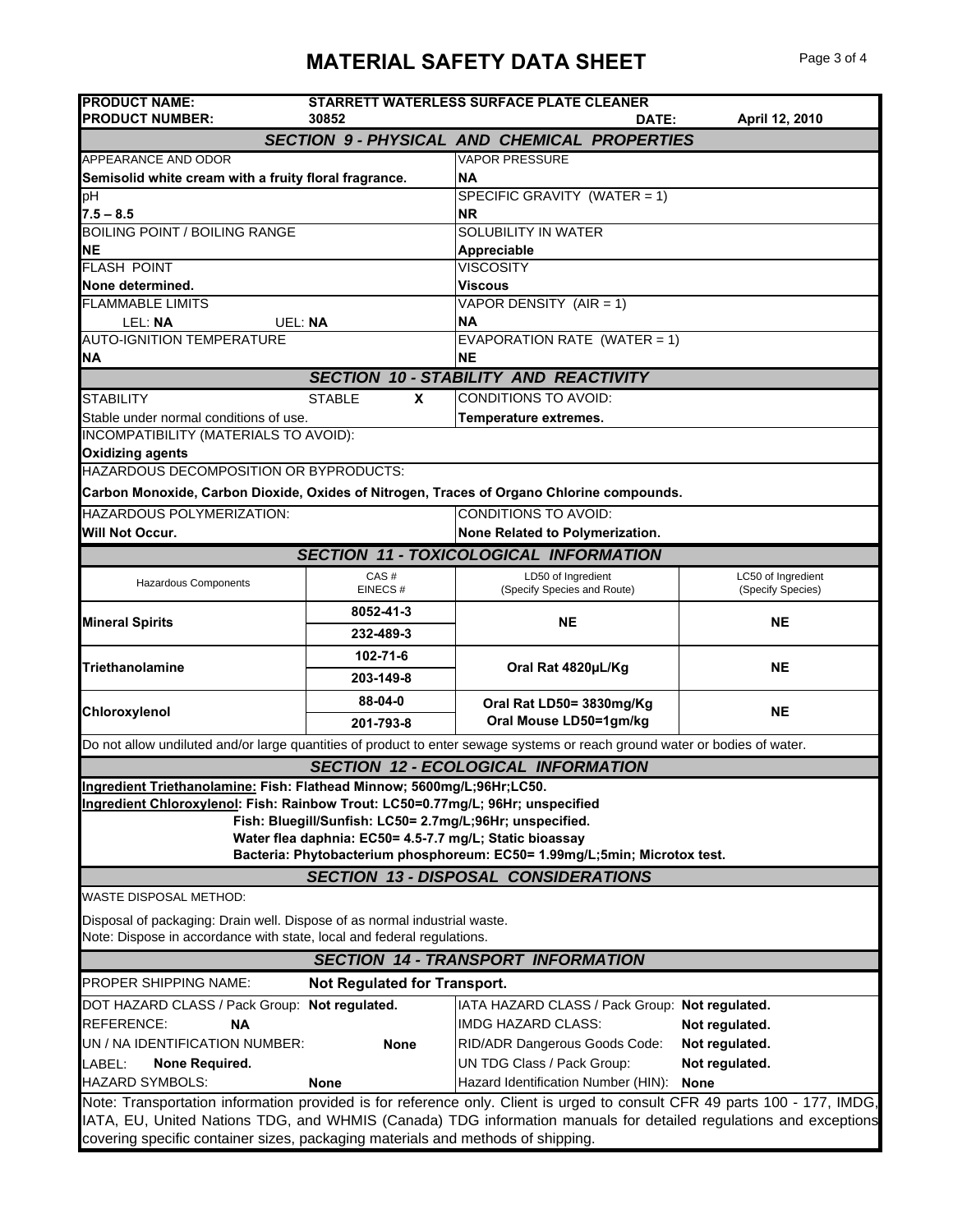# MATERIAL SAFETY DATA SHEET

| | |
|---|---|
| **PRODUCT NAME:** | **STARRETT WATERLESS SURFACE PLATE CLEANER** |
| **PRODUCT NUMBER:** | **30852** |
| **DATE:** | **April 12, 2010** |

## SECTION 9 - PHYSICAL AND CHEMICAL PROPERTIES

| | |
|---|---|
| APPEARANCE AND ODOR<br>**Semisolid white cream with a fruity floral fragrance.** | VAPOR PRESSURE<br>**NA** |
| pH<br>**7.5 – 8.5** | SPECIFIC GRAVITY (WATER = 1)<br>**NR** |
| BOILING POINT / BOILING RANGE<br>**NE** | SOLUBILITY IN WATER<br>**Appreciable** |
| FLASH POINT<br>**None determined.** | VISCOSITY<br>**Viscous** |
| FLAMMABLE LIMITS<br>LEL: **NA** UEL: **NA** | VAPOR DENSITY (AIR = 1)<br>**NA** |
| AUTO-IGNITION TEMPERATURE<br>**NA** | EVAPORATION RATE (WATER = 1)<br>**NE** |

## SECTION 10 - STABILITY AND REACTIVITY

| | |
|---|---|
| STABILITY STABLE **X**<br>Stable under normal conditions of use. | CONDITIONS TO AVOID:<br>**Temperature extremes.** |

INCOMPATIBILITY (MATERIALS TO AVOID):
**Oxidizing agents**

HAZARDOUS DECOMPOSITION OR BYPRODUCTS:
**Carbon Monoxide, Carbon Dioxide, Oxides of Nitrogen, Traces of Organo Chlorine compounds.**

| | |
|---|---|
| HAZARDOUS POLYMERIZATION:<br>**Will Not Occur.** | CONDITIONS TO AVOID:<br>**None Related to Polymerization.** |

## SECTION 11 - TOXICOLOGICAL INFORMATION

| Hazardous Components | CAS #<br>EINECS # | LD50 of Ingredient (Specify Species and Route) | LC50 of Ingredient (Specify Species) |
|---|---|---|---|
| **Mineral Spirits** | **8052-41-3**<br>**232-489-3** | **NE** | **NE** |
| **Triethanolamine** | **102-71-6**<br>**203-149-8** | **Oral Rat 4820µL/Kg** | **NE** |
| **Chloroxylenol** | **88-04-0**<br>**201-793-8** | **Oral Rat LD50= 3830mg/Kg**<br>**Oral Mouse LD50=1gm/kg** | **NE** |

Do not allow undiluted and/or large quantities of product to enter sewage systems or reach ground water or bodies of water.

## SECTION 12 - ECOLOGICAL INFORMATION

**Ingredient Triethanolamine: Fish: Flathead Minnow; 5600mg/L;96Hr;LC50.**
**Ingredient Chloroxylenol: Fish: Rainbow Trout: LC50=0.77mg/L; 96Hr; unspecified**
**Fish: Bluegill/Sunfish: LC50= 2.7mg/L;96Hr; unspecified.**
**Water flea daphnia: EC50= 4.5-7.7 mg/L; Static bioassay**
**Bacteria: Phytobacterium phosphoreum: EC50= 1.99mg/L;5min; Microtox test.**

## SECTION 13 - DISPOSAL CONSIDERATIONS

WASTE DISPOSAL METHOD:

Disposal of packaging: Drain well. Dispose of as normal industrial waste.
Note: Dispose in accordance with state, local and federal regulations.

## SECTION 14 - TRANSPORT INFORMATION

PROPER SHIPPING NAME: **Not Regulated for Transport.**

| | |
|---|---|
| DOT HAZARD CLASS / Pack Group: **Not regulated.** | IATA HAZARD CLASS / Pack Group: **Not regulated.** |
| REFERENCE: **NA** | IMDG HAZARD CLASS: **Not regulated.** |
| UN / NA IDENTIFICATION NUMBER: **None** | RID/ADR Dangerous Goods Code: **Not regulated.** |
| LABEL: **None Required.** | UN TDG Class / Pack Group: **Not regulated.** |
| HAZARD SYMBOLS: **None** | Hazard Identification Number (HIN): **None** |

Note: Transportation information provided is for reference only. Client is urged to consult CFR 49 parts 100 - 177, IMDG, IATA, EU, United Nations TDG, and WHMIS (Canada) TDG information manuals for detailed regulations and exceptions covering specific container sizes, packaging materials and methods of shipping.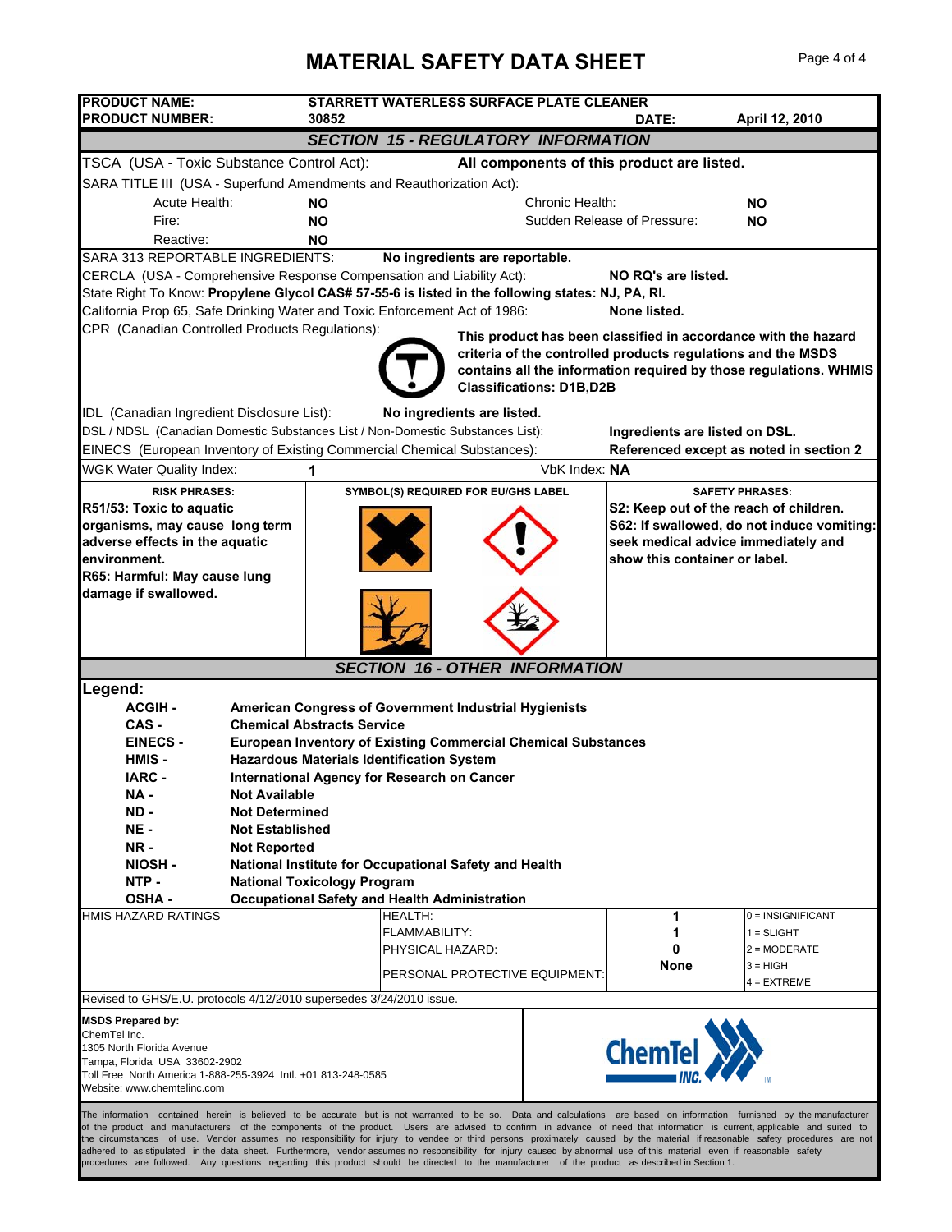# MATERIAL SAFETY DATA SHEET

| | | | |
|---|---|---|---|
| **PRODUCT NAME:** | **STARRETT WATERLESS SURFACE PLATE CLEANER** | | |
| **PRODUCT NUMBER:** | **30852** | **DATE:** | **April 12, 2010** |

## SECTION 15 - REGULATORY INFORMATION

TSCA (USA - Toxic Substance Control Act): **All components of this product are listed.**

SARA TITLE III (USA - Superfund Amendments and Reauthorization Act):

| | | | |
|---|---|---|---|
| Acute Health: | **NO** | Chronic Health: | **NO** |
| Fire: | **NO** | Sudden Release of Pressure: | **NO** |
| Reactive: | **NO** | | |

SARA 313 REPORTABLE INGREDIENTS: **No ingredients are reportable.**

CERCLA (USA - Comprehensive Response Compensation and Liability Act): **NO RQ's are listed.**

State Right To Know: **Propylene Glycol CAS# 57-55-6 is listed in the following states: NJ, PA, RI.**

California Prop 65, Safe Drinking Water and Toxic Enforcement Act of 1986: **None listed.**

CPR (Canadian Controlled Products Regulations): **This product has been classified in accordance with the hazard criteria of the controlled products regulations and the MSDS contains all the information required by those regulations. WHMIS Classifications: D1B,D2B**

IDL (Canadian Ingredient Disclosure List): **No ingredients are listed.**

DSL / NDSL (Canadian Domestic Substances List / Non-Domestic Substances List): **Ingredients are listed on DSL.**

EINECS (European Inventory of Existing Commercial Chemical Substances): **Referenced except as noted in section 2**

WGK Water Quality Index: **1** VbK Index: **NA**

| RISK PHRASES: | SYMBOL(S) REQUIRED FOR EU/GHS LABEL | SAFETY PHRASES: |
|---|---|---|
| **R51/53: Toxic to aquatic organisms, may cause long term adverse effects in the aquatic environment.** **R65: Harmful: May cause lung damage if swallowed.** | | **S2: Keep out of the reach of children.** **S62: If swallowed, do not induce vomiting: seek medical advice immediately and show this container or label.** |

## SECTION 16 - OTHER INFORMATION

**Legend:**

| | |
|---|---|
| **ACGIH -** | **American Congress of Government Industrial Hygienists** |
| **CAS -** | **Chemical Abstracts Service** |
| **EINECS -** | **European Inventory of Existing Commercial Chemical Substances** |
| **HMIS -** | **Hazardous Materials Identification System** |
| **IARC -** | **International Agency for Research on Cancer** |
| **NA -** | **Not Available** |
| **ND -** | **Not Determined** |
| **NE -** | **Not Established** |
| **NR -** | **Not Reported** |
| **NIOSH -** | **National Institute for Occupational Safety and Health** |
| **NTP -** | **National Toxicology Program** |
| **OSHA -** | **Occupational Safety and Health Administration** |

| HMIS HAZARD RATINGS | | | |
|---|---|---|---|
| | HEALTH: | 1 | 0 = INSIGNIFICANT |
| | FLAMMABILITY: | 1 | 1 = SLIGHT |
| | PHYSICAL HAZARD: | 0 | 2 = MODERATE |
| | PERSONAL PROTECTIVE EQUIPMENT: | None | 3 = HIGH |
| | | | 4 = EXTREME |

Revised to GHS/E.U. protocols 4/12/2010 supersedes 3/24/2010 issue.

**MSDS Prepared by:**
ChemTel Inc.
1305 North Florida Avenue
Tampa, Florida USA 33602-2902
Toll Free North America 1-888-255-3924 Intl. +01 813-248-0585
Website: www.chemtelinc.com

The information contained herein is believed to be accurate but is not warranted to be so. Data and calculations are based on information furnished by the manufacturer of the product and manufacturers of the components of the product. Users are advised to confirm in advance of need that information is current, applicable and suited to the circumstances of use. Vendor assumes no responsibility for injury to vendee or third persons proximately caused by the material if reasonable safety procedures are not adhered to as stipulated in the data sheet. Furthermore, vendor assumes no responsibility for injury caused by abnormal use of this material even if reasonable safety procedures are followed. Any questions regarding this product should be directed to the manufacturer of the product as described in Section 1.